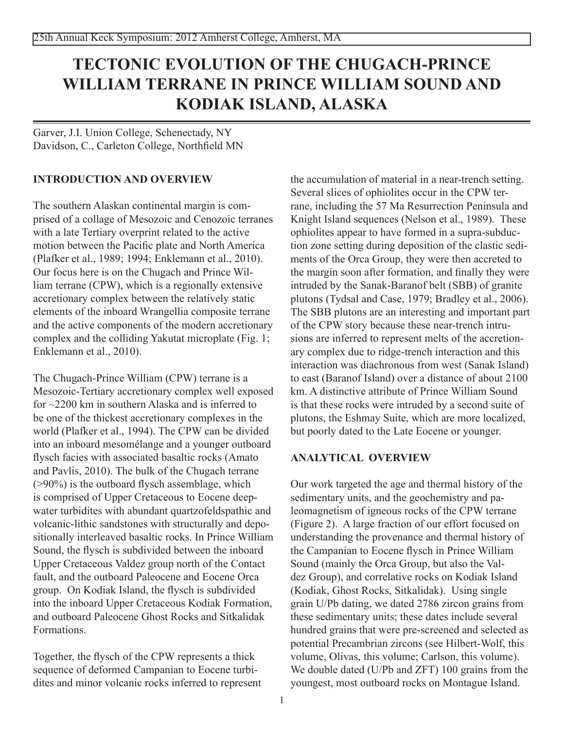# TECTONIC EVOLUTION OF THE CHUGACH-PRINCE WILLIAM TERRANE IN PRINCE WILLIAM SOUND AND KODIAK ISLAND, ALASKA

Garver, J.I. Union College, Schenectady, NY
Davidson, C., Carleton College, Northfield MN

## INTRODUCTION AND OVERVIEW

The southern Alaskan continental margin is comprised of a collage of Mesozoic and Cenozoic terranes with a late Tertiary overprint related to the active motion between the Pacific plate and North America (Plafker et al., 1989; 1994; Enklemann et al., 2010). Our focus here is on the Chugach and Prince William terrane (CPW), which is a regionally extensive accretionary complex between the relatively static elements of the inboard Wrangellia composite terrane and the active components of the modern accretionary complex and the colliding Yakutat microplate (Fig. 1; Enklemann et al., 2010).

The Chugach-Prince William (CPW) terrane is a Mesozoic-Tertiary accretionary complex well exposed for ~2200 km in southern Alaska and is inferred to be one of the thickest accretionary complexes in the world (Plafker et al., 1994). The CPW can be divided into an inboard mesomélange and a younger outboard flysch facies with associated basaltic rocks (Amato and Pavlis, 2010). The bulk of the Chugach terrane (>90%) is the outboard flysch assemblage, which is comprised of Upper Cretaceous to Eocene deep-water turbidites with abundant quartzofeldspathic and volcanic-lithic sandstones with structurally and depositionally interleaved basaltic rocks. In Prince William Sound, the flysch is subdivided between the inboard Upper Cretaceous Valdez group north of the Contact fault, and the outboard Paleocene and Eocene Orca group. On Kodiak Island, the flysch is subdivided into the inboard Upper Cretaceous Kodiak Formation, and outboard Paleocene Ghost Rocks and Sitkalidak Formations.

Together, the flysch of the CPW represents a thick sequence of deformed Campanian to Eocene turbidites and minor volcanic rocks inferred to represent the accumulation of material in a near-trench setting. Several slices of ophiolites occur in the CPW terrane, including the 57 Ma Resurrection Peninsula and Knight Island sequences (Nelson et al., 1989). These ophiolites appear to have formed in a supra-subduction zone setting during deposition of the clastic sediments of the Orca Group, they were then accreted to the margin soon after formation, and finally they were intruded by the Sanak-Baranof belt (SBB) of granite plutons (Tydsal and Case, 1979; Bradley et al., 2006). The SBB plutons are an interesting and important part of the CPW story because these near-trench intrusions are inferred to represent melts of the accretionary complex due to ridge-trench interaction and this interaction was diachronous from west (Sanak Island) to east (Baranof Island) over a distance of about 2100 km. A distinctive attribute of Prince William Sound is that these rocks were intruded by a second suite of plutons, the Eshmay Suite, which are more localized, but poorly dated to the Late Eocene or younger.

## ANALYTICAL OVERVIEW

Our work targeted the age and thermal history of the sedimentary units, and the geochemistry and paleomagnetism of igneous rocks of the CPW terrane (Figure 2). A large fraction of our effort focused on understanding the provenance and thermal history of the Campanian to Eocene flysch in Prince William Sound (mainly the Orca Group, but also the Valdez Group), and correlative rocks on Kodiak Island (Kodiak, Ghost Rocks, Sitkalidak). Using single grain U/Pb dating, we dated 2786 zircon grains from these sedimentary units; these dates include several hundred grains that were pre-screened and selected as potential Precambrian zircons (see Hilbert-Wolf, this volume, Olivas, this volume; Carlson, this volume). We double dated (U/Pb and ZFT) 100 grains from the youngest, most outboard rocks on Montague Island.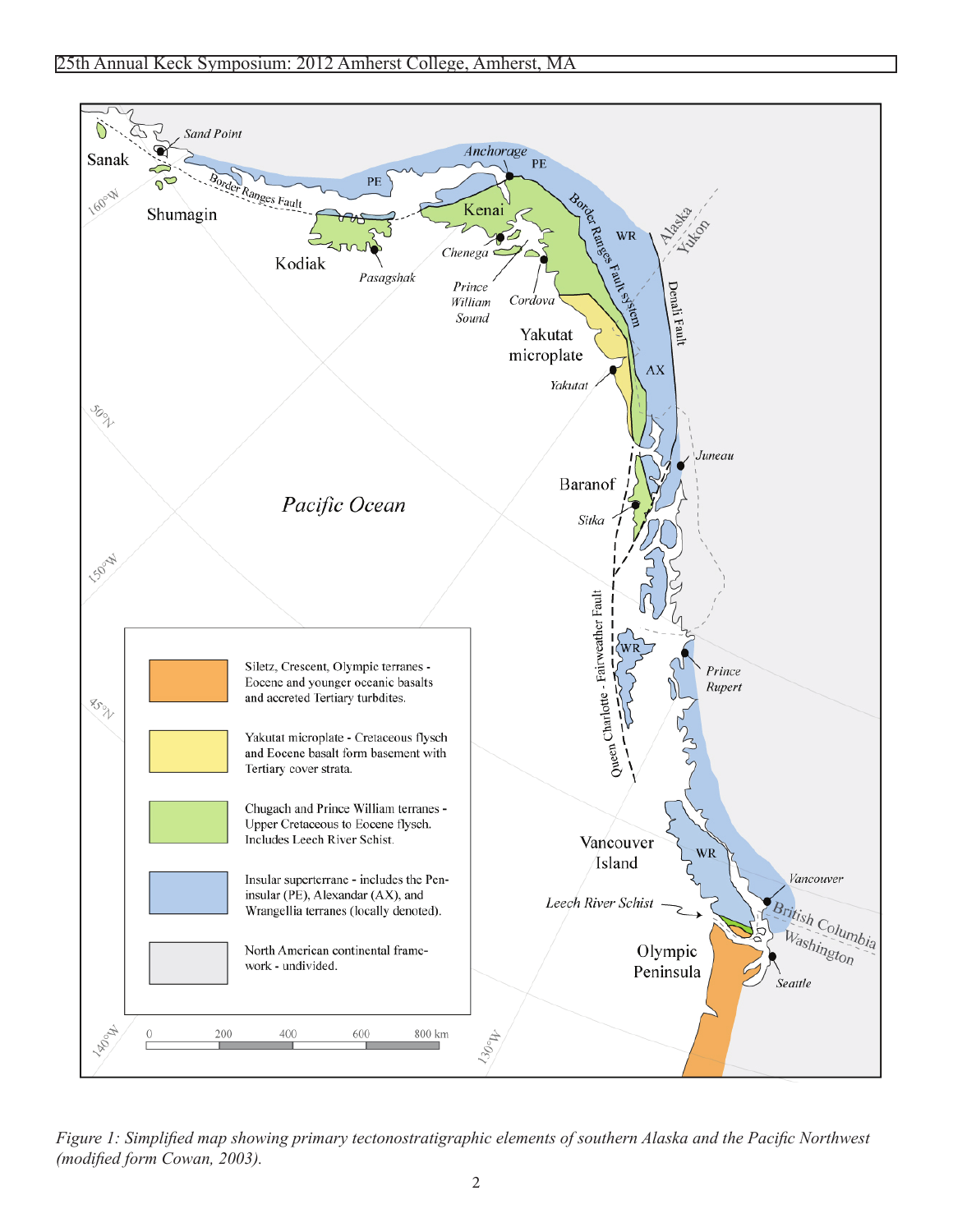*Figure 1: Simplified map showing primary tectonostratigraphic elements of southern Alaska and the Pacific Northwest (modified form Cowan, 2003).*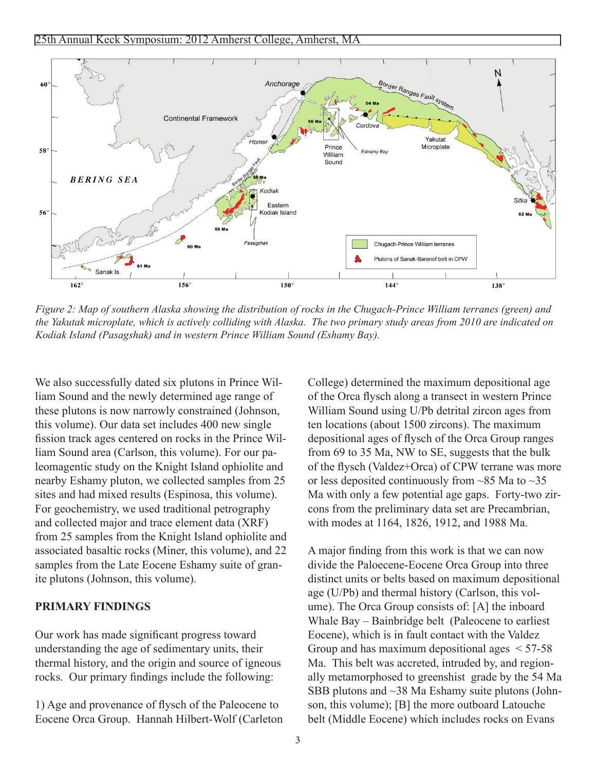*Figure 2: Map of southern Alaska showing the distribution of rocks in the Chugach-Prince William terranes (green) and the Yakutak microplate, which is actively colliding with Alaska. The two primary study areas from 2010 are indicated on Kodiak Island (Pasagshak) and in western Prince William Sound (Eshamy Bay).*

We also successfully dated six plutons in Prince William Sound and the newly determined age range of these plutons is now narrowly constrained (Johnson, this volume). Our data set includes 400 new single fission track ages centered on rocks in the Prince William Sound area (Carlson, this volume). For our paleomagentic study on the Knight Island ophiolite and nearby Eshamy pluton, we collected samples from 25 sites and had mixed results (Espinosa, this volume). For geochemistry, we used traditional petrography and collected major and trace element data (XRF) from 25 samples from the Knight Island ophiolite and associated basaltic rocks (Miner, this volume), and 22 samples from the Late Eocene Eshamy suite of granite plutons (Johnson, this volume).

## PRIMARY FINDINGS

Our work has made significant progress toward understanding the age of sedimentary units, their thermal history, and the origin and source of igneous rocks. Our primary findings include the following:

1) Age and provenance of flysch of the Paleocene to Eocene Orca Group. Hannah Hilbert-Wolf (Carleton College) determined the maximum depositional age of the Orca flysch along a transect in western Prince William Sound using U/Pb detrital zircon ages from ten locations (about 1500 zircons). The maximum depositional ages of flysch of the Orca Group ranges from 69 to 35 Ma, NW to SE, suggests that the bulk of the flysch (Valdez+Orca) of CPW terrane was more or less deposited continuously from ~85 Ma to ~35 Ma with only a few potential age gaps. Forty-two zircons from the preliminary data set are Precambrian, with modes at 1164, 1826, 1912, and 1988 Ma.

A major finding from this work is that we can now divide the Paloecene-Eocene Orca Group into three distinct units or belts based on maximum depositional age (U/Pb) and thermal history (Carlson, this volume). The Orca Group consists of: [A] the inboard Whale Bay – Bainbridge belt (Paleocene to earliest Eocene), which is in fault contact with the Valdez Group and has maximum depositional ages < 57-58 Ma. This belt was accreted, intruded by, and regionally metamorphosed to greenshist grade by the 54 Ma SBB plutons and ~38 Ma Eshamy suite plutons (Johnson, this volume); [B] the more outboard Latouche belt (Middle Eocene) which includes rocks on Evans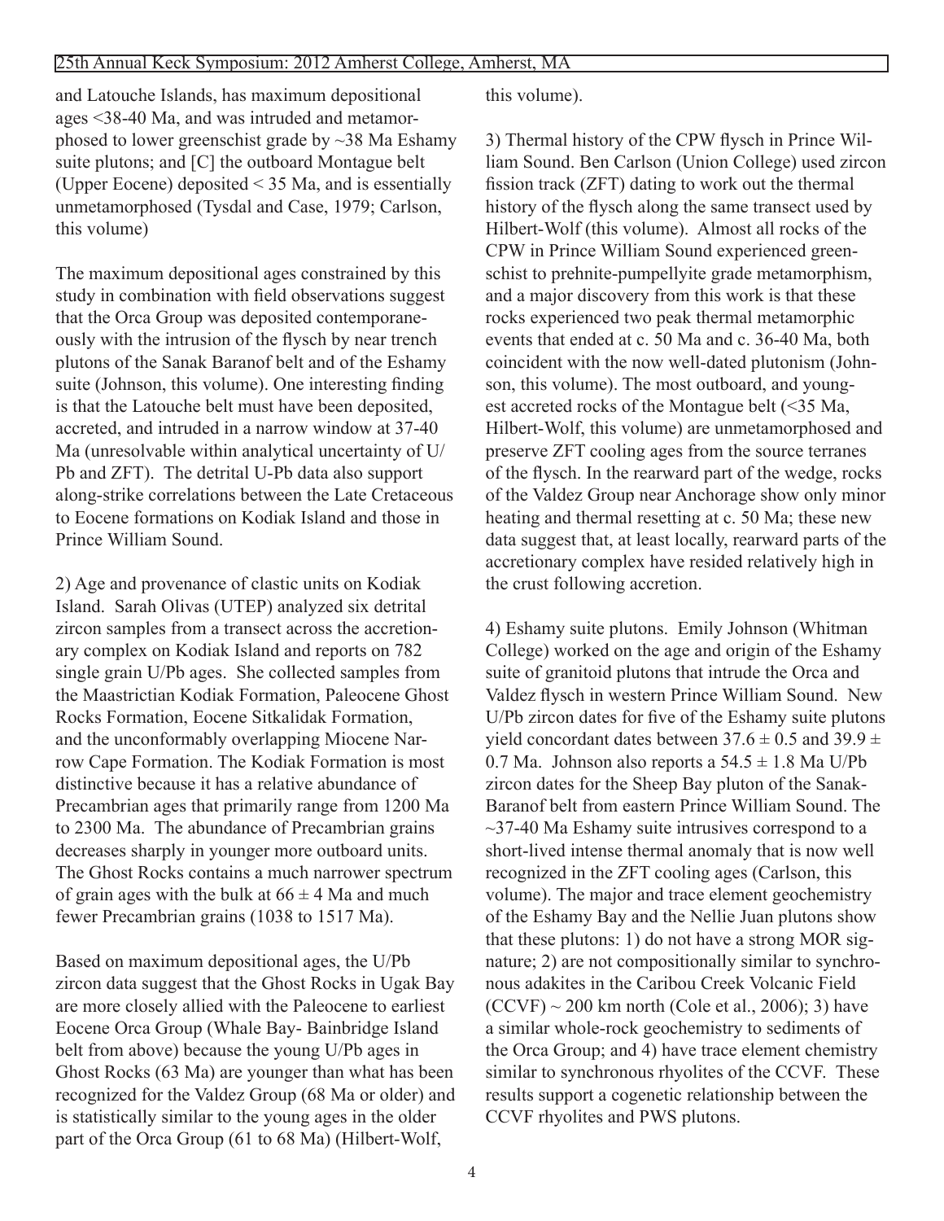and Latouche Islands, has maximum depositional ages <38-40 Ma, and was intruded and metamorphosed to lower greenschist grade by ~38 Ma Eshamy suite plutons; and [C] the outboard Montague belt (Upper Eocene) deposited < 35 Ma, and is essentially unmetamorphosed (Tysdal and Case, 1979; Carlson, this volume)

The maximum depositional ages constrained by this study in combination with field observations suggest that the Orca Group was deposited contemporaneously with the intrusion of the flysch by near trench plutons of the Sanak Baranof belt and of the Eshamy suite (Johnson, this volume). One interesting finding is that the Latouche belt must have been deposited, accreted, and intruded in a narrow window at 37-40 Ma (unresolvable within analytical uncertainty of U/Pb and ZFT). The detrital U-Pb data also support along-strike correlations between the Late Cretaceous to Eocene formations on Kodiak Island and those in Prince William Sound.

2) Age and provenance of clastic units on Kodiak Island. Sarah Olivas (UTEP) analyzed six detrital zircon samples from a transect across the accretionary complex on Kodiak Island and reports on 782 single grain U/Pb ages. She collected samples from the Maastrictian Kodiak Formation, Paleocene Ghost Rocks Formation, Eocene Sitkalidak Formation, and the unconformably overlapping Miocene Narrow Cape Formation. The Kodiak Formation is most distinctive because it has a relative abundance of Precambrian ages that primarily range from 1200 Ma to 2300 Ma. The abundance of Precambrian grains decreases sharply in younger more outboard units. The Ghost Rocks contains a much narrower spectrum of grain ages with the bulk at $66 \pm 4$ Ma and much fewer Precambrian grains (1038 to 1517 Ma).

Based on maximum depositional ages, the U/Pb zircon data suggest that the Ghost Rocks in Ugak Bay are more closely allied with the Paleocene to earliest Eocene Orca Group (Whale Bay- Bainbridge Island belt from above) because the young U/Pb ages in Ghost Rocks (63 Ma) are younger than what has been recognized for the Valdez Group (68 Ma or older) and is statistically similar to the young ages in the older part of the Orca Group (61 to 68 Ma) (Hilbert-Wolf, this volume).

3) Thermal history of the CPW flysch in Prince William Sound. Ben Carlson (Union College) used zircon fission track (ZFT) dating to work out the thermal history of the flysch along the same transect used by Hilbert-Wolf (this volume). Almost all rocks of the CPW in Prince William Sound experienced greenschist to prehnite-pumpellyite grade metamorphism, and a major discovery from this work is that these rocks experienced two peak thermal metamorphic events that ended at c. 50 Ma and c. 36-40 Ma, both coincident with the now well-dated plutonism (Johnson, this volume). The most outboard, and youngest accreted rocks of the Montague belt (<35 Ma, Hilbert-Wolf, this volume) are unmetamorphosed and preserve ZFT cooling ages from the source terranes of the flysch. In the rearward part of the wedge, rocks of the Valdez Group near Anchorage show only minor heating and thermal resetting at c. 50 Ma; these new data suggest that, at least locally, rearward parts of the accretionary complex have resided relatively high in the crust following accretion.

4) Eshamy suite plutons. Emily Johnson (Whitman College) worked on the age and origin of the Eshamy suite of granitoid plutons that intrude the Orca and Valdez flysch in western Prince William Sound. New U/Pb zircon dates for five of the Eshamy suite plutons yield concordant dates between $37.6 \pm 0.5$ and $39.9 \pm 0.7$ Ma. Johnson also reports a $54.5 \pm 1.8$ Ma U/Pb zircon dates for the Sheep Bay pluton of the Sanak-Baranof belt from eastern Prince William Sound. The ~37-40 Ma Eshamy suite intrusives correspond to a short-lived intense thermal anomaly that is now well recognized in the ZFT cooling ages (Carlson, this volume). The major and trace element geochemistry of the Eshamy Bay and the Nellie Juan plutons show that these plutons: 1) do not have a strong MOR signature; 2) are not compositionally similar to synchronous adakites in the Caribou Creek Volcanic Field (CCVF) ~ 200 km north (Cole et al., 2006); 3) have a similar whole-rock geochemistry to sediments of the Orca Group; and 4) have trace element chemistry similar to synchronous rhyolites of the CCVF. These results support a cogenetic relationship between the CCVF rhyolites and PWS plutons.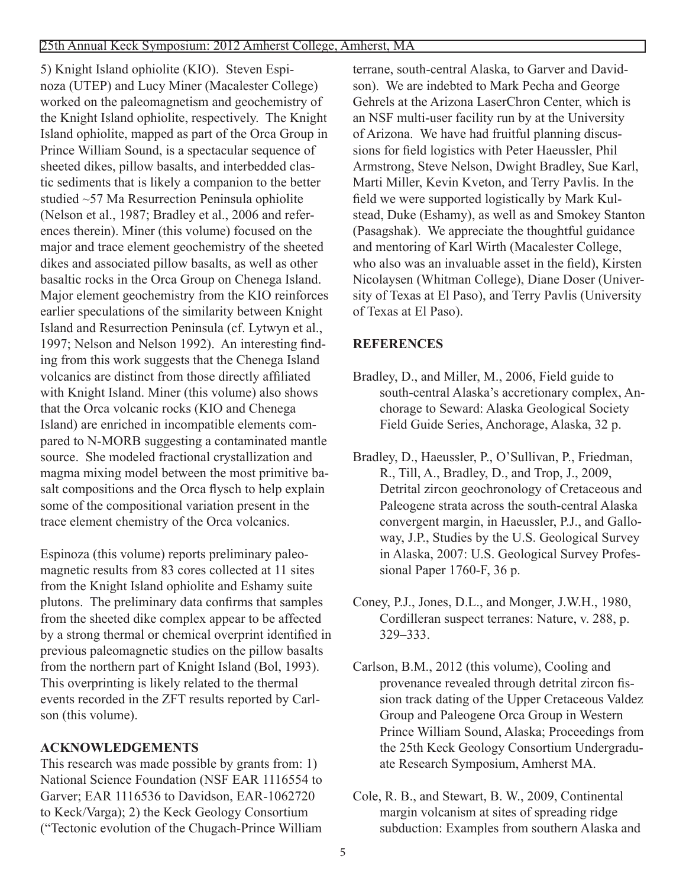5) Knight Island ophiolite (KIO). Steven Espinoza (UTEP) and Lucy Miner (Macalester College) worked on the paleomagnetism and geochemistry of the Knight Island ophiolite, respectively. The Knight Island ophiolite, mapped as part of the Orca Group in Prince William Sound, is a spectacular sequence of sheeted dikes, pillow basalts, and interbedded clastic sediments that is likely a companion to the better studied ~57 Ma Resurrection Peninsula ophiolite (Nelson et al., 1987; Bradley et al., 2006 and references therein). Miner (this volume) focused on the major and trace element geochemistry of the sheeted dikes and associated pillow basalts, as well as other basaltic rocks in the Orca Group on Chenega Island. Major element geochemistry from the KIO reinforces earlier speculations of the similarity between Knight Island and Resurrection Peninsula (cf. Lytwyn et al., 1997; Nelson and Nelson 1992). An interesting finding from this work suggests that the Chenega Island volcanics are distinct from those directly affiliated with Knight Island. Miner (this volume) also shows that the Orca volcanic rocks (KIO and Chenega Island) are enriched in incompatible elements compared to N-MORB suggesting a contaminated mantle source. She modeled fractional crystallization and magma mixing model between the most primitive basalt compositions and the Orca flysch to help explain some of the compositional variation present in the trace element chemistry of the Orca volcanics.

Espinoza (this volume) reports preliminary paleomagnetic results from 83 cores collected at 11 sites from the Knight Island ophiolite and Eshamy suite plutons. The preliminary data confirms that samples from the sheeted dike complex appear to be affected by a strong thermal or chemical overprint identified in previous paleomagnetic studies on the pillow basalts from the northern part of Knight Island (Bol, 1993). This overprinting is likely related to the thermal events recorded in the ZFT results reported by Carlson (this volume).

## ACKNOWLEDGEMENTS

This research was made possible by grants from: 1) National Science Foundation (NSF EAR 1116554 to Garver; EAR 1116536 to Davidson, EAR-1062720 to Keck/Varga); 2) the Keck Geology Consortium ("Tectonic evolution of the Chugach-Prince William terrane, south-central Alaska, to Garver and Davidson). We are indebted to Mark Pecha and George Gehrels at the Arizona LaserChron Center, which is an NSF multi-user facility run by at the University of Arizona. We have had fruitful planning discussions for field logistics with Peter Haeussler, Phil Armstrong, Steve Nelson, Dwight Bradley, Sue Karl, Marti Miller, Kevin Kveton, and Terry Pavlis. In the field we were supported logistically by Mark Kulstead, Duke (Eshamy), as well as and Smokey Stanton (Pasagshak). We appreciate the thoughtful guidance and mentoring of Karl Wirth (Macalester College, who also was an invaluable asset in the field), Kirsten Nicolaysen (Whitman College), Diane Doser (University of Texas at El Paso), and Terry Pavlis (University of Texas at El Paso).

## REFERENCES

Bradley, D., and Miller, M., 2006, Field guide to south-central Alaska's accretionary complex, Anchorage to Seward: Alaska Geological Society Field Guide Series, Anchorage, Alaska, 32 p.

Bradley, D., Haeussler, P., O'Sullivan, P., Friedman, R., Till, A., Bradley, D., and Trop, J., 2009, Detrital zircon geochronology of Cretaceous and Paleogene strata across the south-central Alaska convergent margin, in Haeussler, P.J., and Galloway, J.P., Studies by the U.S. Geological Survey in Alaska, 2007: U.S. Geological Survey Professional Paper 1760-F, 36 p.

Coney, P.J., Jones, D.L., and Monger, J.W.H., 1980, Cordilleran suspect terranes: Nature, v. 288, p. 329–333.

Carlson, B.M., 2012 (this volume), Cooling and provenance revealed through detrital zircon fission track dating of the Upper Cretaceous Valdez Group and Paleogene Orca Group in Western Prince William Sound, Alaska; Proceedings from the 25th Keck Geology Consortium Undergraduate Research Symposium, Amherst MA.

Cole, R. B., and Stewart, B. W., 2009, Continental margin volcanism at sites of spreading ridge subduction: Examples from southern Alaska and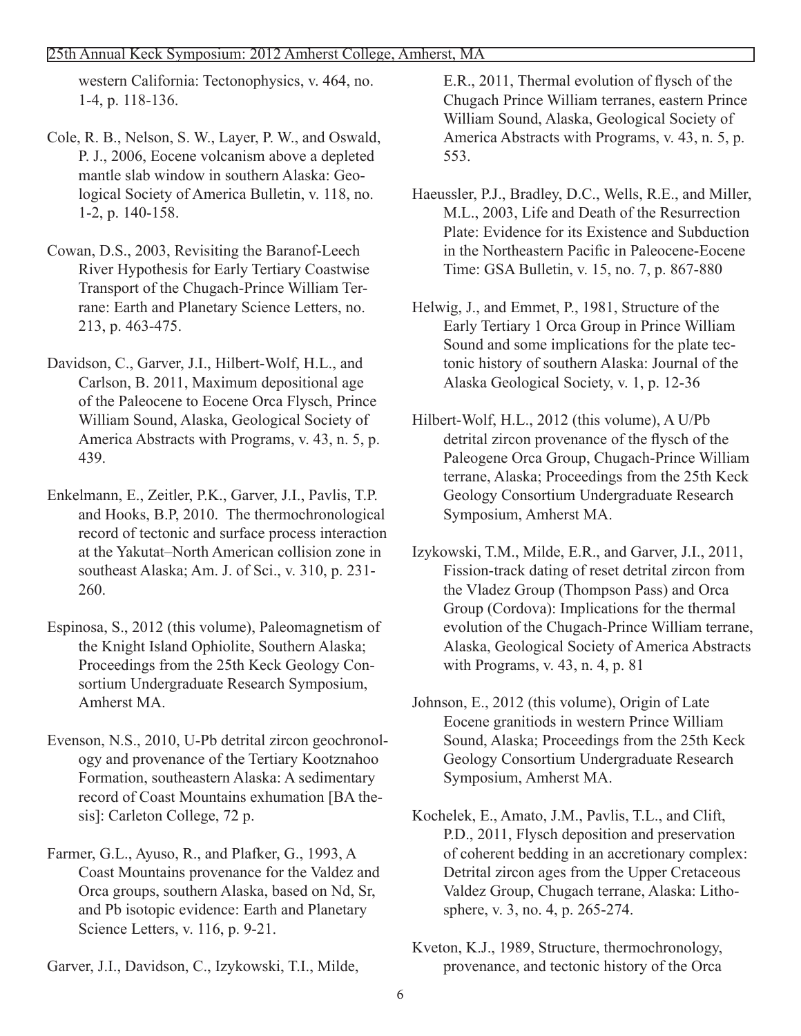western California: Tectonophysics, v. 464, no. 1-4, p. 118-136.

Cole, R. B., Nelson, S. W., Layer, P. W., and Oswald, P. J., 2006, Eocene volcanism above a depleted mantle slab window in southern Alaska: Geological Society of America Bulletin, v. 118, no. 1-2, p. 140-158.

Cowan, D.S., 2003, Revisiting the Baranof-Leech River Hypothesis for Early Tertiary Coastwise Transport of the Chugach-Prince William Terrane: Earth and Planetary Science Letters, no. 213, p. 463-475.

Davidson, C., Garver, J.I., Hilbert-Wolf, H.L., and Carlson, B. 2011, Maximum depositional age of the Paleocene to Eocene Orca Flysch, Prince William Sound, Alaska, Geological Society of America Abstracts with Programs, v. 43, n. 5, p. 439.

Enkelmann, E., Zeitler, P.K., Garver, J.I., Pavlis, T.P. and Hooks, B.P, 2010. The thermochronological record of tectonic and surface process interaction at the Yakutat–North American collision zone in southeast Alaska; Am. J. of Sci., v. 310, p. 231-260.

Espinosa, S., 2012 (this volume), Paleomagnetism of the Knight Island Ophiolite, Southern Alaska; Proceedings from the 25th Keck Geology Consortium Undergraduate Research Symposium, Amherst MA.

Evenson, N.S., 2010, U-Pb detrital zircon geochronology and provenance of the Tertiary Kootznahoo Formation, southeastern Alaska: A sedimentary record of Coast Mountains exhumation [BA thesis]: Carleton College, 72 p.

Farmer, G.L., Ayuso, R., and Plafker, G., 1993, A Coast Mountains provenance for the Valdez and Orca groups, southern Alaska, based on Nd, Sr, and Pb isotopic evidence: Earth and Planetary Science Letters, v. 116, p. 9-21.

Garver, J.I., Davidson, C., Izykowski, T.I., Milde, E.R., 2011, Thermal evolution of flysch of the Chugach Prince William terranes, eastern Prince William Sound, Alaska, Geological Society of America Abstracts with Programs, v. 43, n. 5, p. 553.

Haeussler, P.J., Bradley, D.C., Wells, R.E., and Miller, M.L., 2003, Life and Death of the Resurrection Plate: Evidence for its Existence and Subduction in the Northeastern Pacific in Paleocene-Eocene Time: GSA Bulletin, v. 15, no. 7, p. 867-880

Helwig, J., and Emmet, P., 1981, Structure of the Early Tertiary 1 Orca Group in Prince William Sound and some implications for the plate tectonic history of southern Alaska: Journal of the Alaska Geological Society, v. 1, p. 12-36

Hilbert-Wolf, H.L., 2012 (this volume), A U/Pb detrital zircon provenance of the flysch of the Paleogene Orca Group, Chugach-Prince William terrane, Alaska; Proceedings from the 25th Keck Geology Consortium Undergraduate Research Symposium, Amherst MA.

Izykowski, T.M., Milde, E.R., and Garver, J.I., 2011, Fission-track dating of reset detrital zircon from the Vladez Group (Thompson Pass) and Orca Group (Cordova): Implications for the thermal evolution of the Chugach-Prince William terrane, Alaska, Geological Society of America Abstracts with Programs, v. 43, n. 4, p. 81

Johnson, E., 2012 (this volume), Origin of Late Eocene granitiods in western Prince William Sound, Alaska; Proceedings from the 25th Keck Geology Consortium Undergraduate Research Symposium, Amherst MA.

Kochelek, E., Amato, J.M., Pavlis, T.L., and Clift, P.D., 2011, Flysch deposition and preservation of coherent bedding in an accretionary complex: Detrital zircon ages from the Upper Cretaceous Valdez Group, Chugach terrane, Alaska: Lithosphere, v. 3, no. 4, p. 265-274.

Kveton, K.J., 1989, Structure, thermochronology, provenance, and tectonic history of the Orca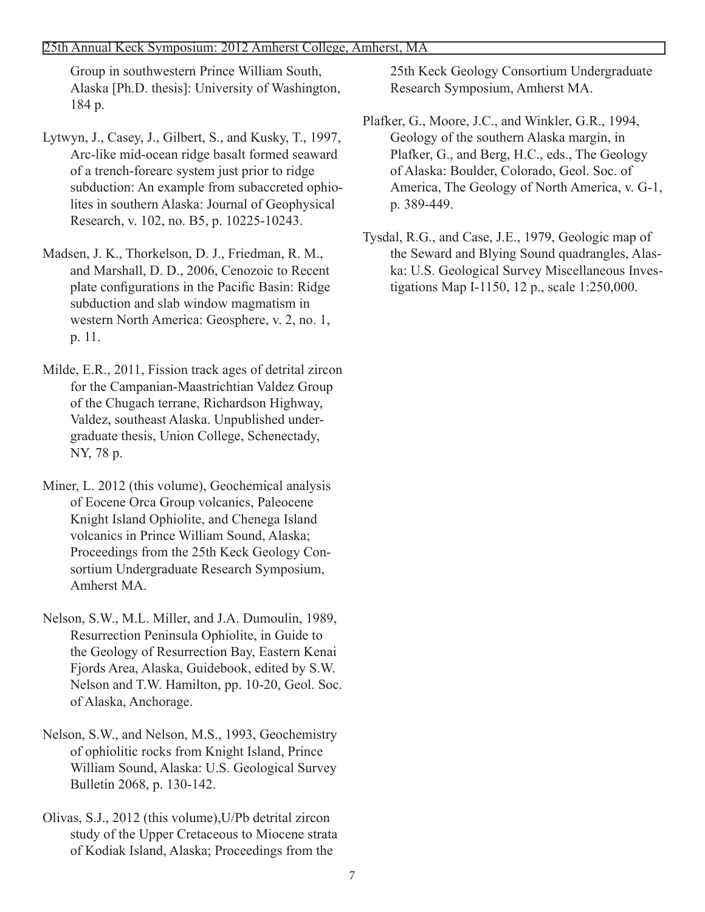Group in southwestern Prince William South, Alaska [Ph.D. thesis]: University of Washington, 184 p.

Lytwyn, J., Casey, J., Gilbert, S., and Kusky, T., 1997, Arc-like mid-ocean ridge basalt formed seaward of a trench-forearc system just prior to ridge subduction: An example from subaccreted ophiolites in southern Alaska: Journal of Geophysical Research, v. 102, no. B5, p. 10225-10243.

Madsen, J. K., Thorkelson, D. J., Friedman, R. M., and Marshall, D. D., 2006, Cenozoic to Recent plate configurations in the Pacific Basin: Ridge subduction and slab window magmatism in western North America: Geosphere, v. 2, no. 1, p. 11.

Milde, E.R., 2011, Fission track ages of detrital zircon for the Campanian-Maastrichtian Valdez Group of the Chugach terrane, Richardson Highway, Valdez, southeast Alaska. Unpublished undergraduate thesis, Union College, Schenectady, NY, 78 p.

Miner, L. 2012 (this volume), Geochemical analysis of Eocene Orca Group volcanics, Paleocene Knight Island Ophiolite, and Chenega Island volcanics in Prince William Sound, Alaska; Proceedings from the 25th Keck Geology Consortium Undergraduate Research Symposium, Amherst MA.

Nelson, S.W., M.L. Miller, and J.A. Dumoulin, 1989, Resurrection Peninsula Ophiolite, in Guide to the Geology of Resurrection Bay, Eastern Kenai Fjords Area, Alaska, Guidebook, edited by S.W. Nelson and T.W. Hamilton, pp. 10-20, Geol. Soc. of Alaska, Anchorage.

Nelson, S.W., and Nelson, M.S., 1993, Geochemistry of ophiolitic rocks from Knight Island, Prince William Sound, Alaska: U.S. Geological Survey Bulletin 2068, p. 130-142.

Olivas, S.J., 2012 (this volume),U/Pb detrital zircon study of the Upper Cretaceous to Miocene strata of Kodiak Island, Alaska; Proceedings from the 25th Keck Geology Consortium Undergraduate Research Symposium, Amherst MA.

Plafker, G., Moore, J.C., and Winkler, G.R., 1994, Geology of the southern Alaska margin, in Plafker, G., and Berg, H.C., eds., The Geology of Alaska: Boulder, Colorado, Geol. Soc. of America, The Geology of North America, v. G-1, p. 389-449.

Tysdal, R.G., and Case, J.E., 1979, Geologic map of the Seward and Blying Sound quadrangles, Alaska: U.S. Geological Survey Miscellaneous Investigations Map I-1150, 12 p., scale 1:250,000.